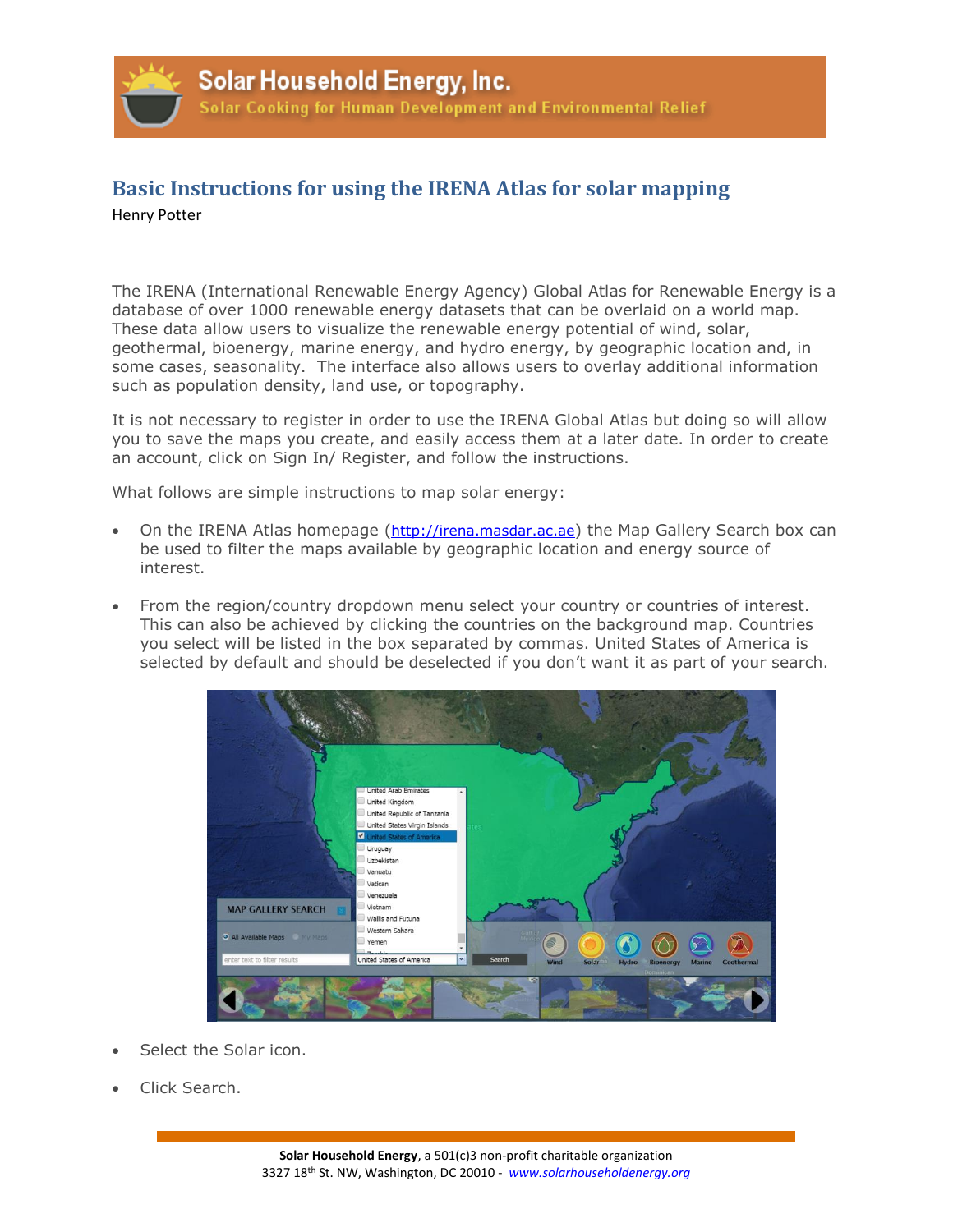# Solar Household Energy, Inc.

Solar Cooking for Human Development and Environmental Relief

## Basic Instructions for using the IRENA Atlas for solar mapping

Henry Potter

The IRENA (International Renewable Energy Agency) Global Atlas for Renewable Energy is a database of over 1000 renewable energy datasets that can be overlaid on a world map. These data allow users to visualize the renewable energy potential of wind, solar, geothermal, bioenergy, marine energy, and hydro energy, by geographic location and, in some cases, seasonality. The interface also allows users to overlay additional information such as population density, land use, or topography.

It is not necessary to register in order to use the IRENA Global Atlas but doing so will allow you to save the maps you create, and easily access them at a later date. In order to create an account, click on Sign In/ Register, and follow the instructions.

What follows are simple instructions to map solar energy:

- On the IRENA Atlas homepage (http://irena.masdar.ac.ae) the Map Gallery Search box can be used to filter the maps available by geographic location and energy source of interest.
- From the region/country dropdown menu select your country or countries of interest. This can also be achieved by clicking the countries on the background map. Countries you select will be listed in the box separated by commas. United States of America is selected by default and should be deselected if you don't want it as part of your search.
- Select the Solar icon.
- Click Search.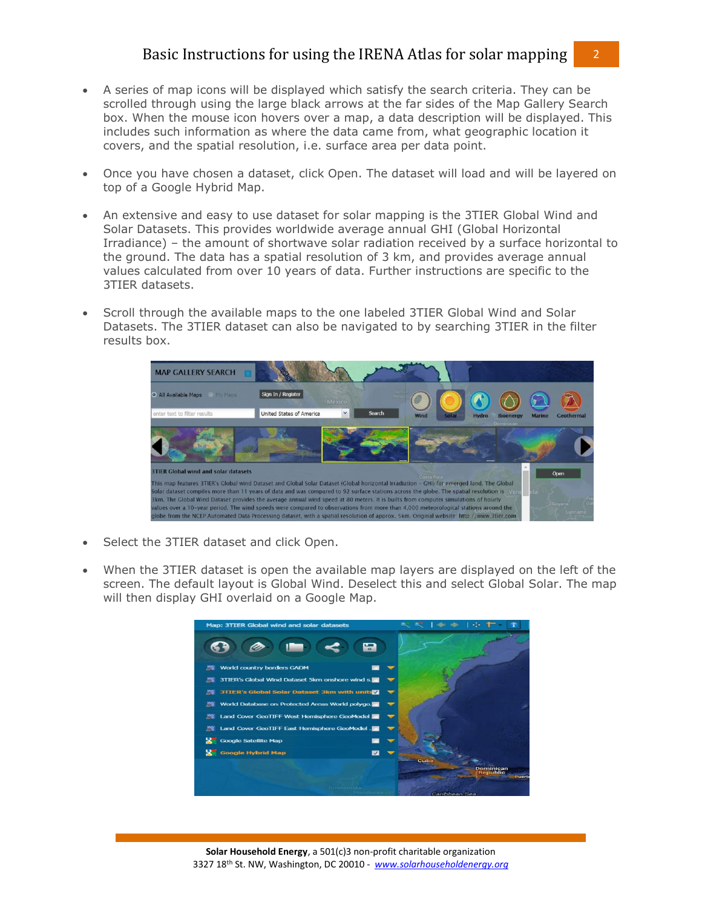- A series of map icons will be displayed which satisfy the search criteria. They can be scrolled through using the large black arrows at the far sides of the Map Gallery Search box. When the mouse icon hovers over a map, a data description will be displayed. This includes such information as where the data came from, what geographic location it covers, and the spatial resolution, i.e. surface area per data point.

- Once you have chosen a dataset, click Open. The dataset will load and will be layered on top of a Google Hybrid Map.

- An extensive and easy to use dataset for solar mapping is the 3TIER Global Wind and Solar Datasets. This provides worldwide average annual GHI (Global Horizontal Irradiance) – the amount of shortwave solar radiation received by a surface horizontal to the ground. The data has a spatial resolution of 3 km, and provides average annual values calculated from over 10 years of data. Further instructions are specific to the 3TIER datasets.

- Scroll through the available maps to the one labeled 3TIER Global Wind and Solar Datasets. The 3TIER dataset can also be navigated to by searching 3TIER in the filter results box.

- Select the 3TIER dataset and click Open.

- When the 3TIER dataset is open the available map layers are displayed on the left of the screen. The default layout is Global Wind. Deselect this and select Global Solar. The map will then display GHI overlaid on a Google Map.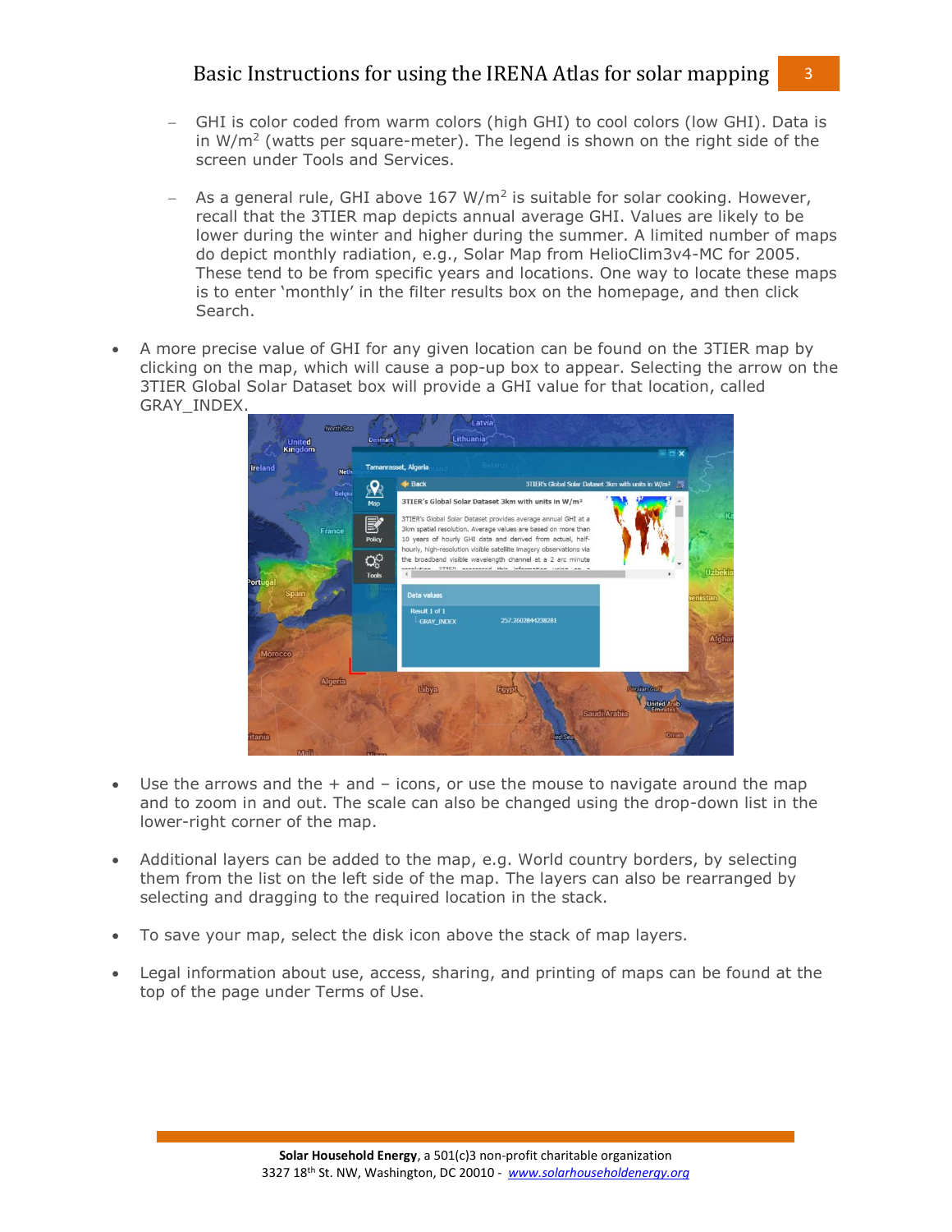- GHI is color coded from warm colors (high GHI) to cool colors (low GHI). Data is in W/m$^2$ (watts per square-meter). The legend is shown on the right side of the screen under Tools and Services.

  - As a general rule, GHI above 167 W/m$^2$ is suitable for solar cooking. However, recall that the 3TIER map depicts annual average GHI. Values are likely to be lower during the winter and higher during the summer. A limited number of maps do depict monthly radiation, e.g., Solar Map from HelioClim3v4-MC for 2005. These tend to be from specific years and locations. One way to locate these maps is to enter 'monthly' in the filter results box on the homepage, and then click Search.

- A more precise value of GHI for any given location can be found on the 3TIER map by clicking on the map, which will cause a pop-up box to appear. Selecting the arrow on the 3TIER Global Solar Dataset box will provide a GHI value for that location, called GRAY_INDEX.

- Use the arrows and the + and – icons, or use the mouse to navigate around the map and to zoom in and out. The scale can also be changed using the drop-down list in the lower-right corner of the map.

- Additional layers can be added to the map, e.g. World country borders, by selecting them from the list on the left side of the map. The layers can also be rearranged by selecting and dragging to the required location in the stack.

- To save your map, select the disk icon above the stack of map layers.

- Legal information about use, access, sharing, and printing of maps can be found at the top of the page under Terms of Use.

**Solar Household Energy**, a 501(c)3 non-profit charitable organization
3327 18th St. NW, Washington, DC 20010 - www.solarhouseholdenergy.org